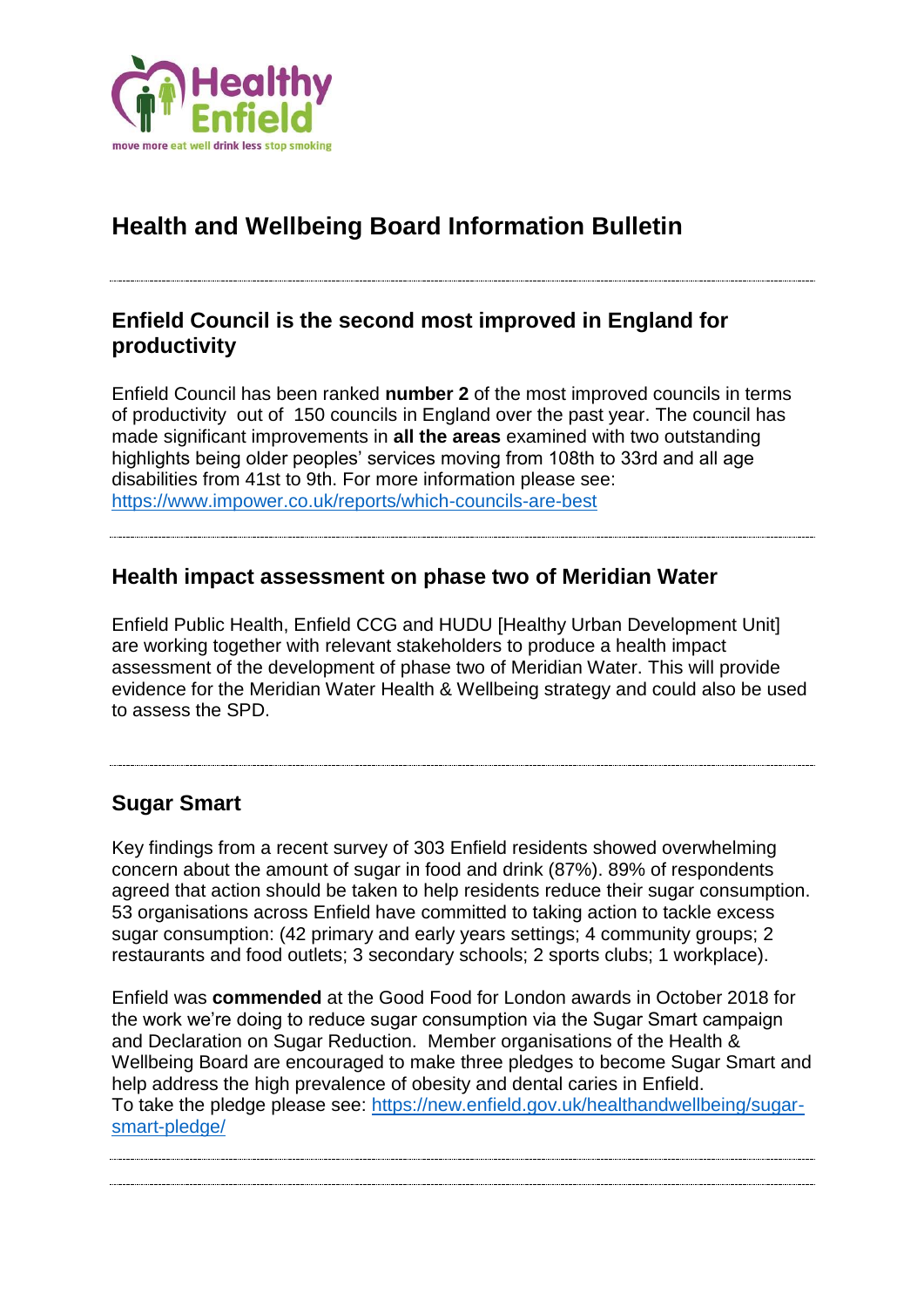# Health and Wellbeing Board Information Bulletin

## Enfield Council is the second most improved in England for productivity

Enfield Council has been ranked **number 2** of the most improved councils in terms of productivity out of 150 councils in England over the past year. The council has made significant improvements in **all the areas** examined with two outstanding highlights being older peoples' services moving from 108th to 33rd and all age disabilities from 41st to 9th. For more information please see: https://www.impower.co.uk/reports/which-councils-are-best

## Health impact assessment on phase two of Meridian Water

Enfield Public Health, Enfield CCG and HUDU [Healthy Urban Development Unit] are working together with relevant stakeholders to produce a health impact assessment of the development of phase two of Meridian Water. This will provide evidence for the Meridian Water Health & Wellbeing strategy and could also be used to assess the SPD.

## Sugar Smart

Key findings from a recent survey of 303 Enfield residents showed overwhelming concern about the amount of sugar in food and drink (87%). 89% of respondents agreed that action should be taken to help residents reduce their sugar consumption. 53 organisations across Enfield have committed to taking action to tackle excess sugar consumption: (42 primary and early years settings; 4 community groups; 2 restaurants and food outlets; 3 secondary schools; 2 sports clubs; 1 workplace).

Enfield was **commended** at the Good Food for London awards in October 2018 for the work we're doing to reduce sugar consumption via the Sugar Smart campaign and Declaration on Sugar Reduction. Member organisations of the Health & Wellbeing Board are encouraged to make three pledges to become Sugar Smart and help address the high prevalence of obesity and dental caries in Enfield. To take the pledge please see: https://new.enfield.gov.uk/healthandwellbeing/sugar-smart-pledge/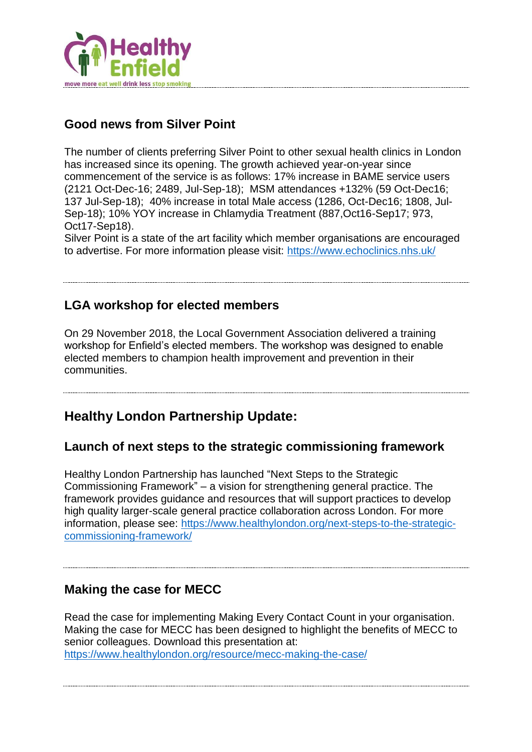## Good news from Silver Point

The number of clients preferring Silver Point to other sexual health clinics in London has increased since its opening. The growth achieved year-on-year since commencement of the service is as follows: 17% increase in BAME service users (2121 Oct-Dec-16; 2489, Jul-Sep-18); MSM attendances +132% (59 Oct-Dec16; 137 Jul-Sep-18); 40% increase in total Male access (1286, Oct-Dec16; 1808, Jul-Sep-18); 10% YOY increase in Chlamydia Treatment (887,Oct16-Sep17; 973, Oct17-Sep18).
Silver Point is a state of the art facility which member organisations are encouraged to advertise. For more information please visit: [https://www.echoclinics.nhs.uk/](https://www.echoclinics.nhs.uk/)

---

## LGA workshop for elected members

On 29 November 2018, the Local Government Association delivered a training workshop for Enfield's elected members. The workshop was designed to enable elected members to champion health improvement and prevention in their communities.

---

## Healthy London Partnership Update:

### Launch of next steps to the strategic commissioning framework

Healthy London Partnership has launched "Next Steps to the Strategic Commissioning Framework" – a vision for strengthening general practice. The framework provides guidance and resources that will support practices to develop high quality larger-scale general practice collaboration across London. For more information, please see: [https://www.healthylondon.org/next-steps-to-the-strategic-commissioning-framework/](https://www.healthylondon.org/next-steps-to-the-strategic-commissioning-framework/)

---

## Making the case for MECC

Read the case for implementing Making Every Contact Count in your organisation. Making the case for MECC has been designed to highlight the benefits of MECC to senior colleagues. Download this presentation at:
[https://www.healthylondon.org/resource/mecc-making-the-case/](https://www.healthylondon.org/resource/mecc-making-the-case/)

---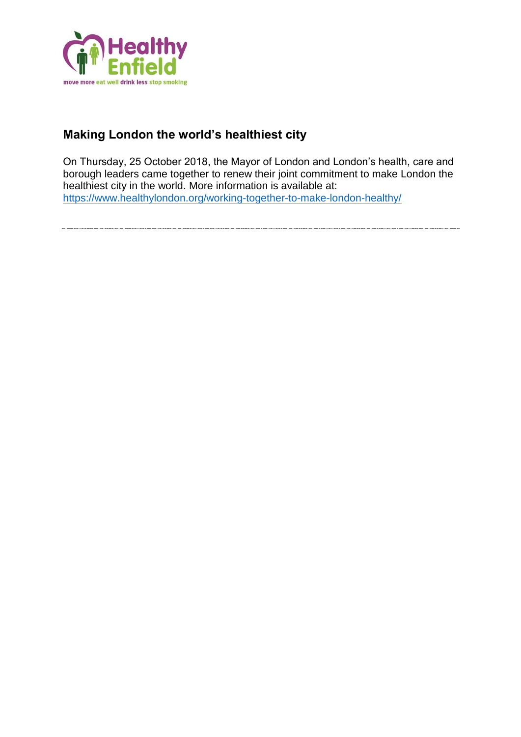## Making London the world's healthiest city

On Thursday, 25 October 2018, the Mayor of London and London's health, care and borough leaders came together to renew their joint commitment to make London the healthiest city in the world. More information is available at: https://www.healthylondon.org/working-together-to-make-london-healthy/

---